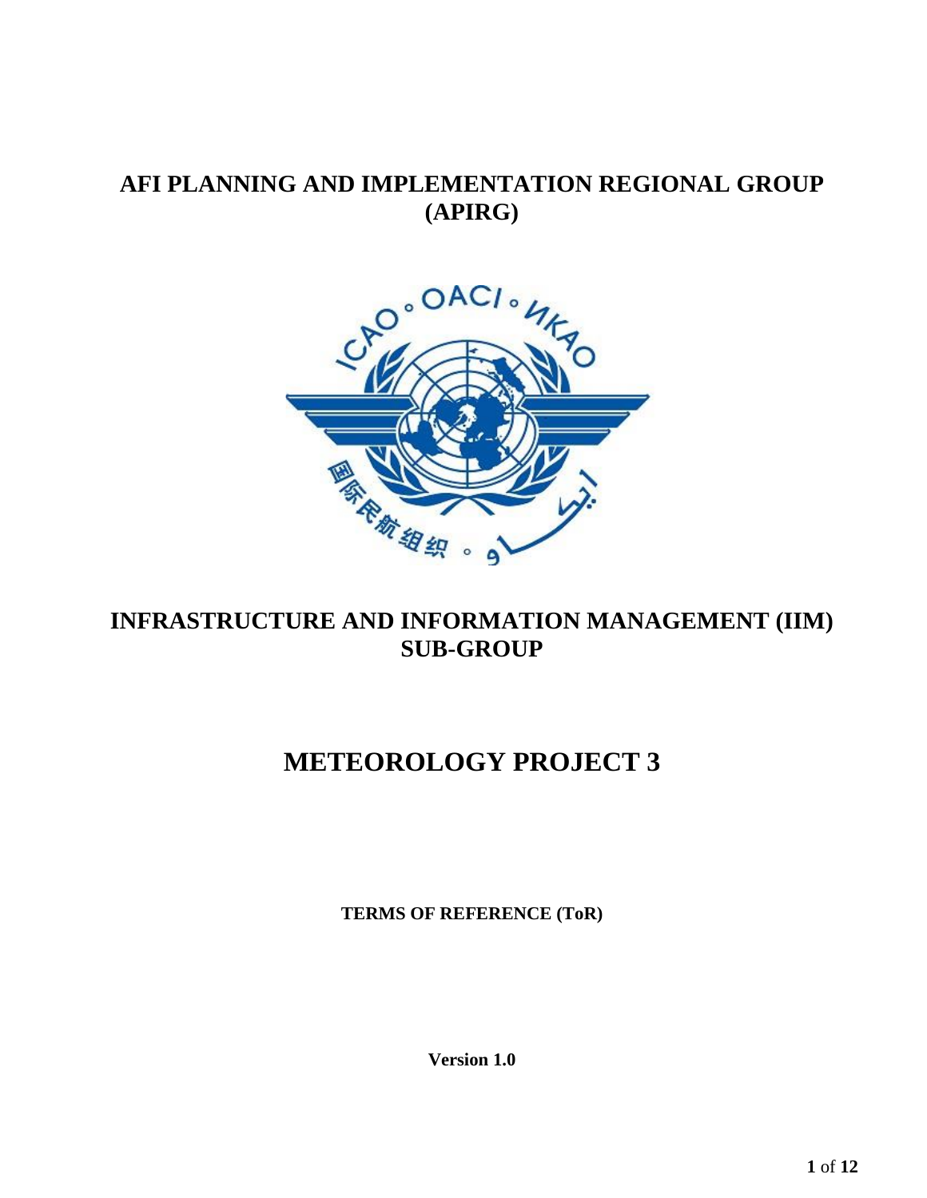# AFI PLANNING AND IMPLEMENTATION REGIONAL GROUP (APIRG)

## INFRASTRUCTURE AND INFORMATION MANAGEMENT (IIM) SUB-GROUP

# METEOROLOGY PROJECT 3

**TERMS OF REFERENCE (ToR)**

**Version 1.0**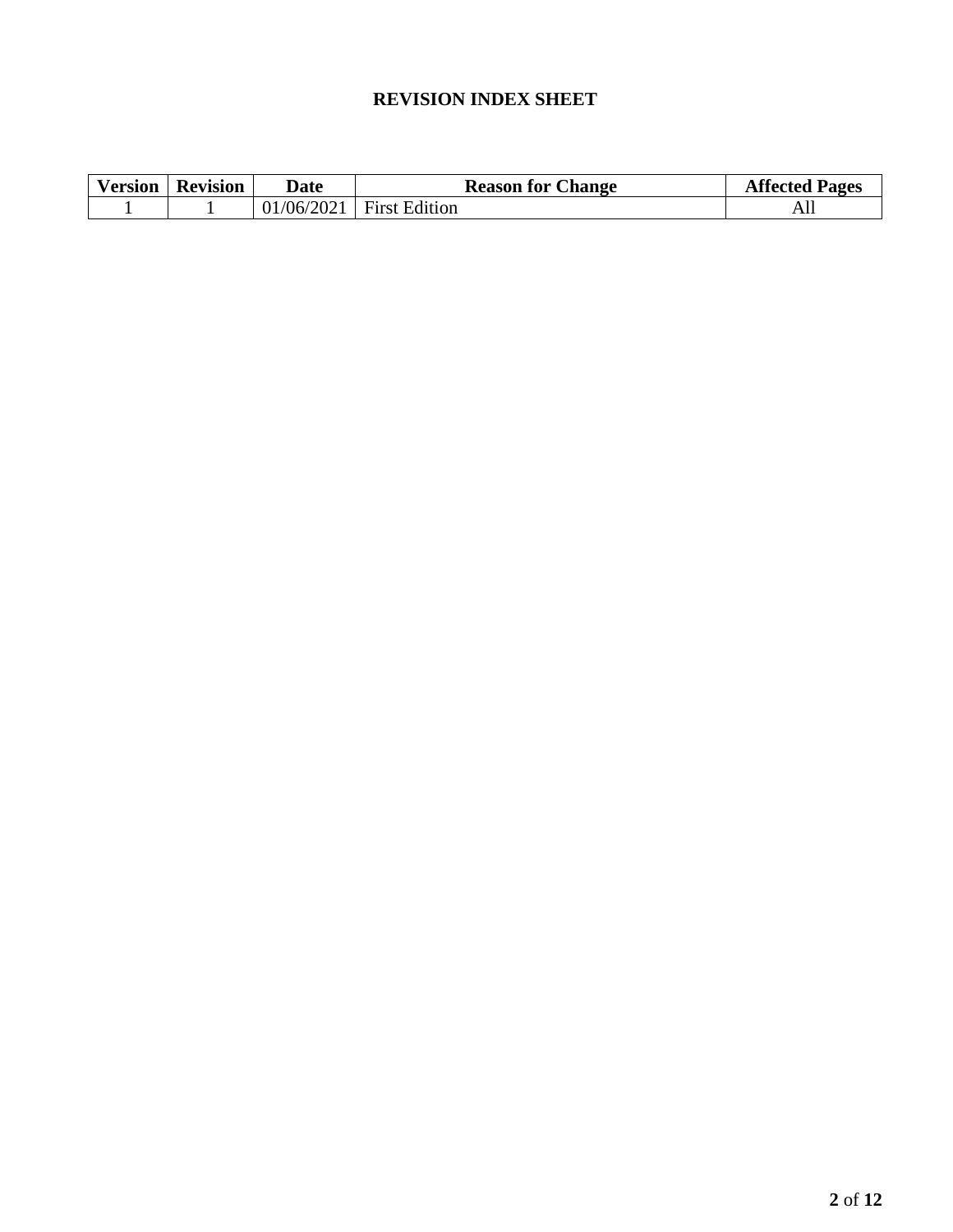# REVISION INDEX SHEET

| Version | Revision | Date | Reason for Change | Affected Pages |
|---|---|---|---|---|
| 1 | 1 | 01/06/2021 | First Edition | All |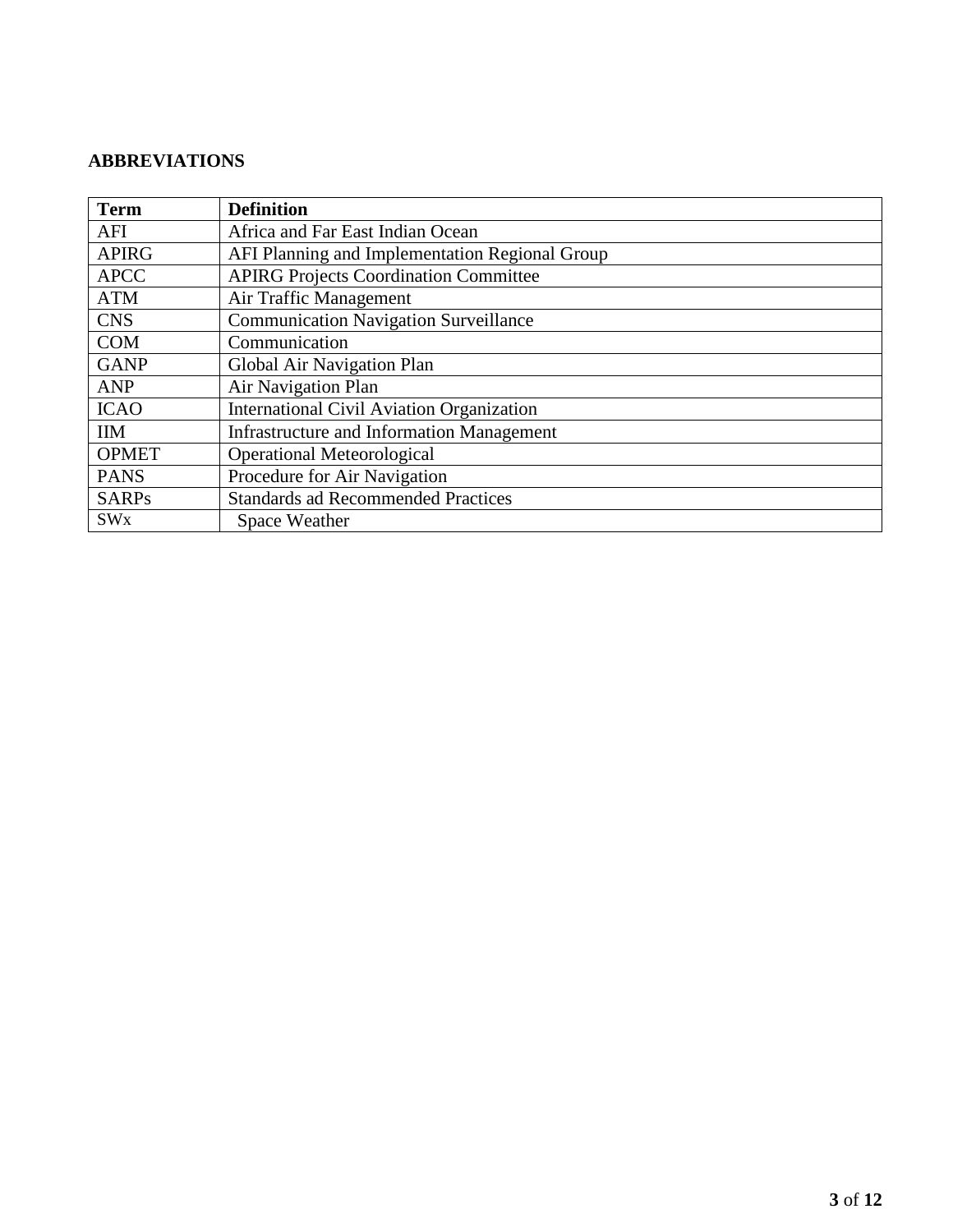## ABBREVIATIONS

| Term | Definition |
|---|---|
| AFI | Africa and Far East Indian Ocean |
| APIRG | AFI Planning and Implementation Regional Group |
| APCC | APIRG Projects Coordination Committee |
| ATM | Air Traffic Management |
| CNS | Communication Navigation Surveillance |
| COM | Communication |
| GANP | Global Air Navigation Plan |
| ANP | Air Navigation Plan |
| ICAO | International Civil Aviation Organization |
| IIM | Infrastructure and Information Management |
| OPMET | Operational Meteorological |
| PANS | Procedure for Air Navigation |
| SARPs | Standards ad Recommended Practices |
| SWx | Space Weather |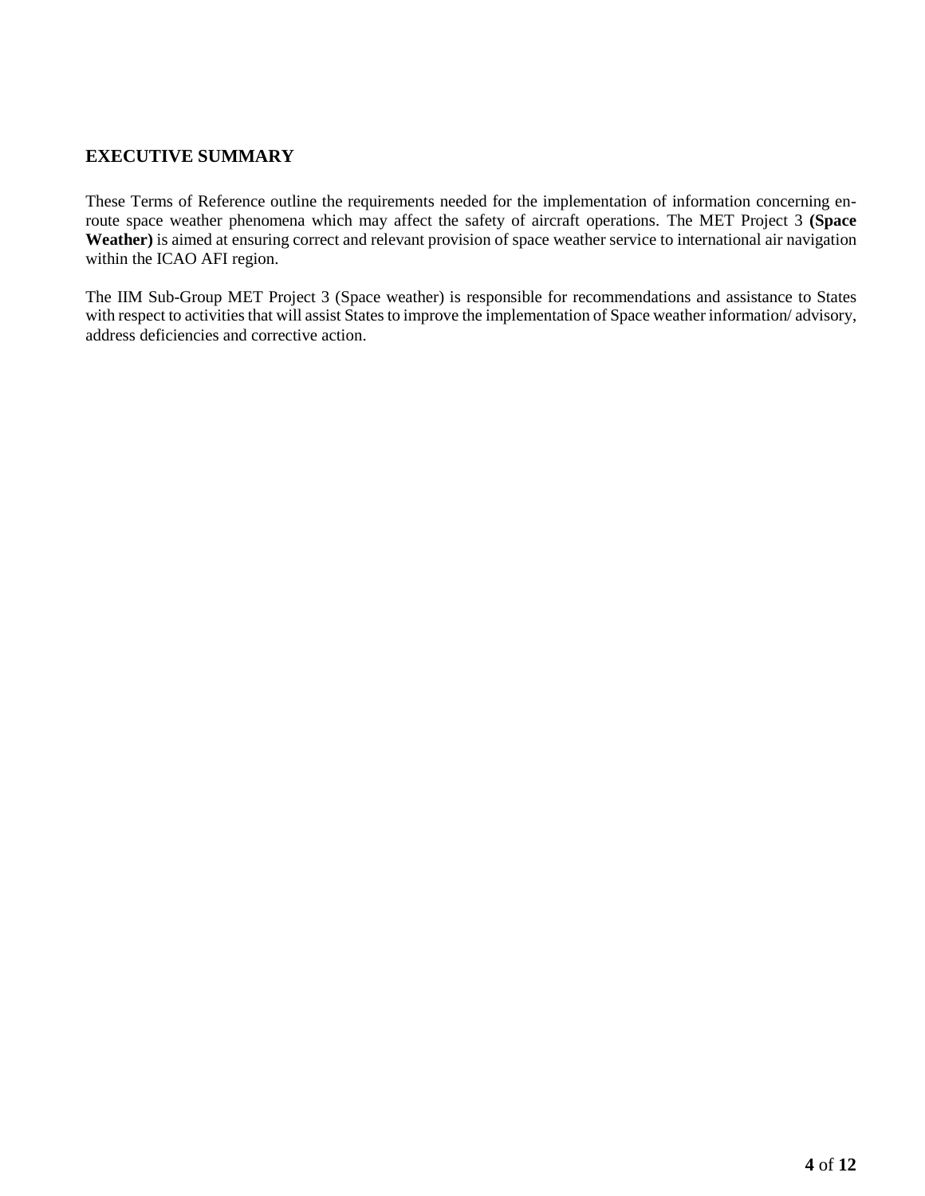## EXECUTIVE SUMMARY

These Terms of Reference outline the requirements needed for the implementation of information concerning en-route space weather phenomena which may affect the safety of aircraft operations. The MET Project 3 **(Space Weather)** is aimed at ensuring correct and relevant provision of space weather service to international air navigation within the ICAO AFI region.

The IIM Sub-Group MET Project 3 (Space weather) is responsible for recommendations and assistance to States with respect to activities that will assist States to improve the implementation of Space weather information/ advisory, address deficiencies and corrective action.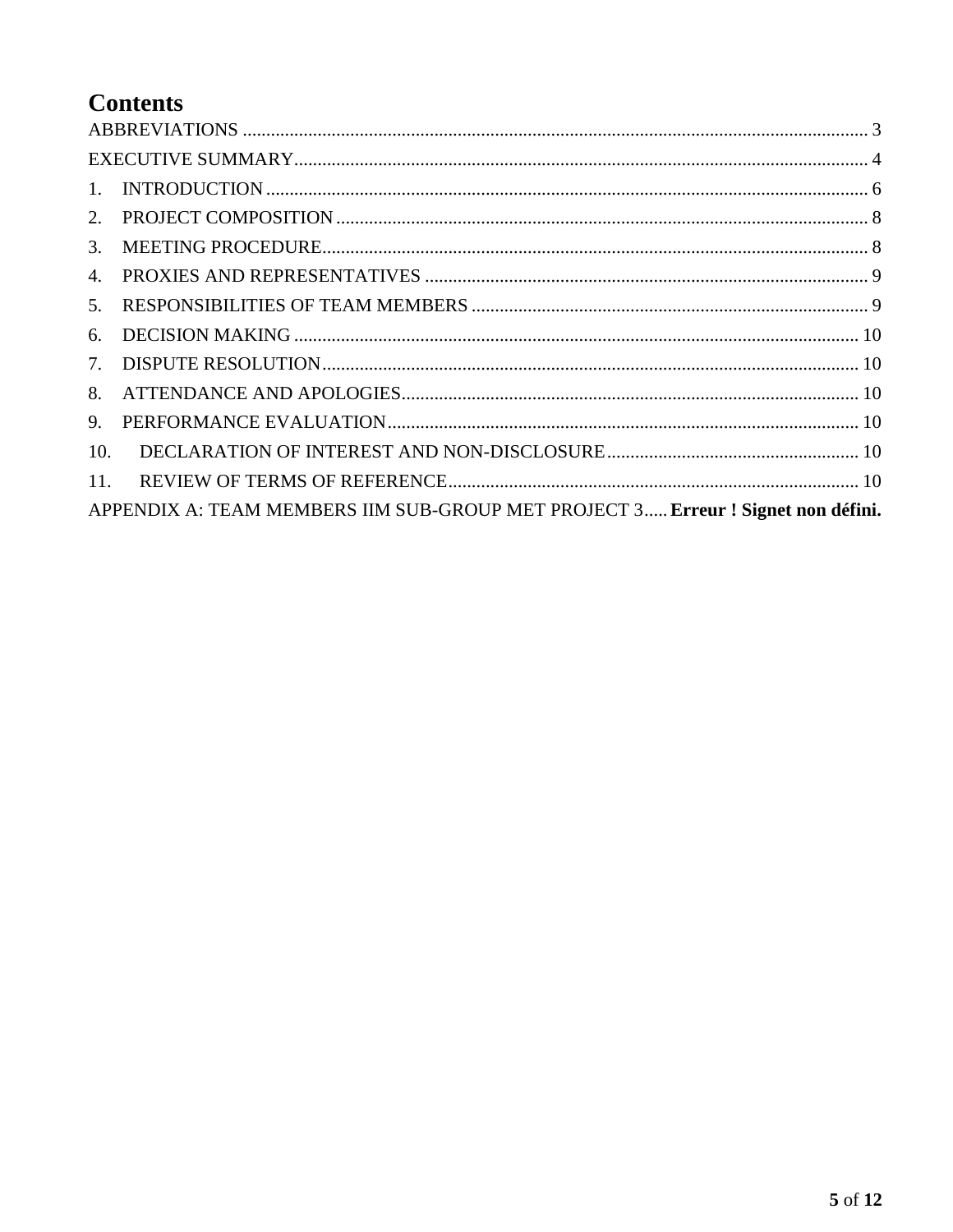# Contents

ABBREVIATIONS .................................................................................................................................... 3

EXECUTIVE SUMMARY......................................................................................................................... 4

1. INTRODUCTION ................................................................................................................................ 6
2. PROJECT COMPOSITION ................................................................................................................ 8
3. MEETING PROCEDURE.................................................................................................................... 8
4. PROXIES AND REPRESENTATIVES .............................................................................................. 9
5. RESPONSIBILITIES OF TEAM MEMBERS .................................................................................... 9
6. DECISION MAKING ........................................................................................................................ 10
7. DISPUTE RESOLUTION.................................................................................................................. 10
8. ATTENDANCE AND APOLOGIES................................................................................................. 10
9. PERFORMANCE EVALUATION.................................................................................................... 10
10. DECLARATION OF INTEREST AND NON-DISCLOSURE...................................................... 10
11. REVIEW OF TERMS OF REFERENCE....................................................................................... 10

APPENDIX A: TEAM MEMBERS IIM SUB-GROUP MET PROJECT 3..... **Erreur ! Signet non défini.**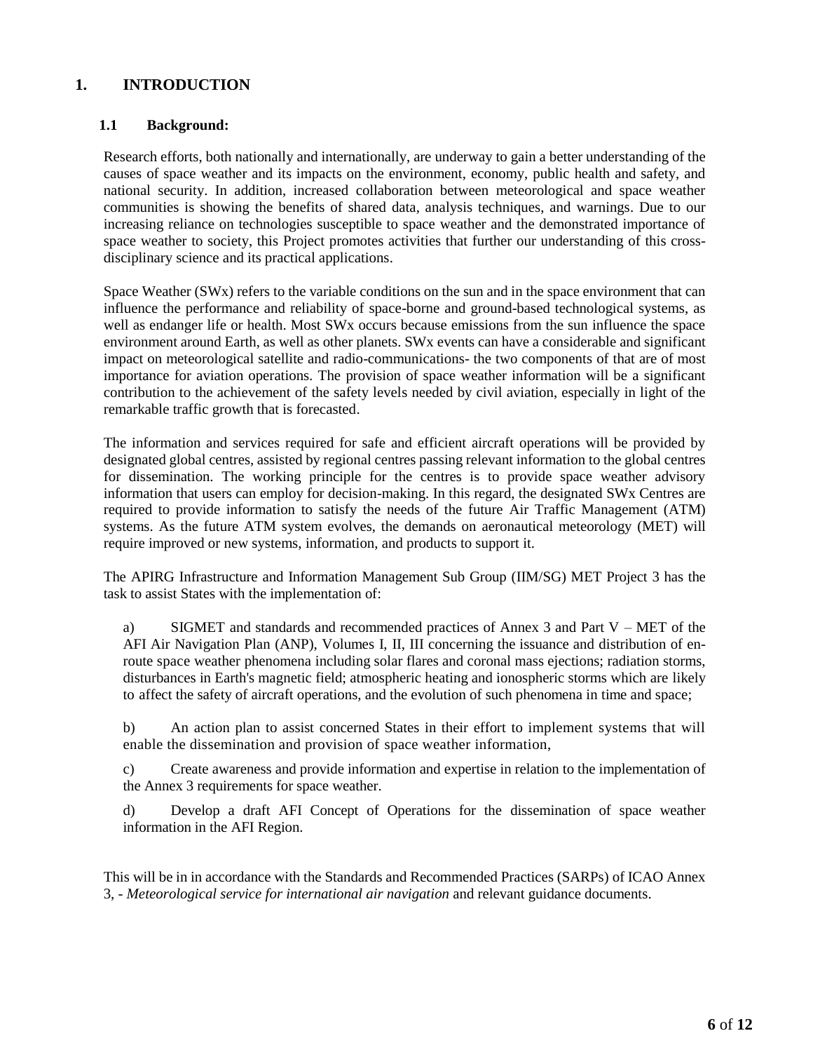# 1. INTRODUCTION

## 1.1 Background:

Research efforts, both nationally and internationally, are underway to gain a better understanding of the causes of space weather and its impacts on the environment, economy, public health and safety, and national security. In addition, increased collaboration between meteorological and space weather communities is showing the benefits of shared data, analysis techniques, and warnings. Due to our increasing reliance on technologies susceptible to space weather and the demonstrated importance of space weather to society, this Project promotes activities that further our understanding of this cross-disciplinary science and its practical applications.

Space Weather (SWx) refers to the variable conditions on the sun and in the space environment that can influence the performance and reliability of space-borne and ground-based technological systems, as well as endanger life or health. Most SWx occurs because emissions from the sun influence the space environment around Earth, as well as other planets. SWx events can have a considerable and significant impact on meteorological satellite and radio-communications- the two components of that are of most importance for aviation operations. The provision of space weather information will be a significant contribution to the achievement of the safety levels needed by civil aviation, especially in light of the remarkable traffic growth that is forecasted.

The information and services required for safe and efficient aircraft operations will be provided by designated global centres, assisted by regional centres passing relevant information to the global centres for dissemination. The working principle for the centres is to provide space weather advisory information that users can employ for decision-making. In this regard, the designated SWx Centres are required to provide information to satisfy the needs of the future Air Traffic Management (ATM) systems. As the future ATM system evolves, the demands on aeronautical meteorology (MET) will require improved or new systems, information, and products to support it.

The APIRG Infrastructure and Information Management Sub Group (IIM/SG) MET Project 3 has the task to assist States with the implementation of:

a) SIGMET and standards and recommended practices of Annex 3 and Part V – MET of the AFI Air Navigation Plan (ANP), Volumes I, II, III concerning the issuance and distribution of en-route space weather phenomena including solar flares and coronal mass ejections; radiation storms, disturbances in Earth's magnetic field; atmospheric heating and ionospheric storms which are likely to affect the safety of aircraft operations, and the evolution of such phenomena in time and space;

b) An action plan to assist concerned States in their effort to implement systems that will enable the dissemination and provision of space weather information,

c) Create awareness and provide information and expertise in relation to the implementation of the Annex 3 requirements for space weather.

d) Develop a draft AFI Concept of Operations for the dissemination of space weather information in the AFI Region.

This will be in in accordance with the Standards and Recommended Practices (SARPs) of ICAO Annex 3, - *Meteorological service for international air navigation* and relevant guidance documents.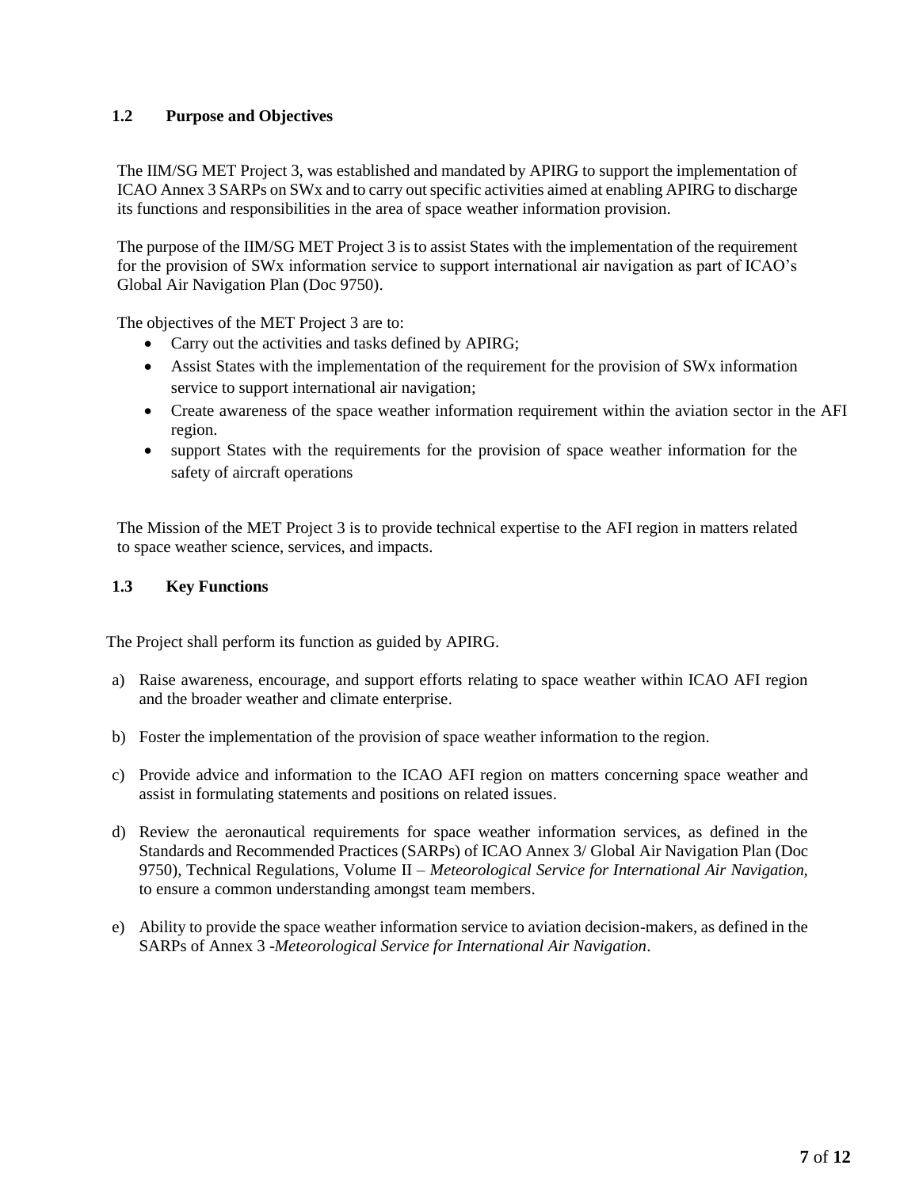### 1.2 Purpose and Objectives

The IIM/SG MET Project 3, was established and mandated by APIRG to support the implementation of ICAO Annex 3 SARPs on SWx and to carry out specific activities aimed at enabling APIRG to discharge its functions and responsibilities in the area of space weather information provision.

The purpose of the IIM/SG MET Project 3 is to assist States with the implementation of the requirement for the provision of SWx information service to support international air navigation as part of ICAO's Global Air Navigation Plan (Doc 9750).

The objectives of the MET Project 3 are to:

- Carry out the activities and tasks defined by APIRG;
- Assist States with the implementation of the requirement for the provision of SWx information service to support international air navigation;
- Create awareness of the space weather information requirement within the aviation sector in the AFI region.
- support States with the requirements for the provision of space weather information for the safety of aircraft operations

The Mission of the MET Project 3 is to provide technical expertise to the AFI region in matters related to space weather science, services, and impacts.

### 1.3 Key Functions

The Project shall perform its function as guided by APIRG.

a) Raise awareness, encourage, and support efforts relating to space weather within ICAO AFI region and the broader weather and climate enterprise.

b) Foster the implementation of the provision of space weather information to the region.

c) Provide advice and information to the ICAO AFI region on matters concerning space weather and assist in formulating statements and positions on related issues.

d) Review the aeronautical requirements for space weather information services, as defined in the Standards and Recommended Practices (SARPs) of ICAO Annex 3/ Global Air Navigation Plan (Doc 9750), Technical Regulations, Volume II – *Meteorological Service for International Air Navigation,* to ensure a common understanding amongst team members.

e) Ability to provide the space weather information service to aviation decision-makers, as defined in the SARPs of Annex 3 -*Meteorological Service for International Air Navigation*.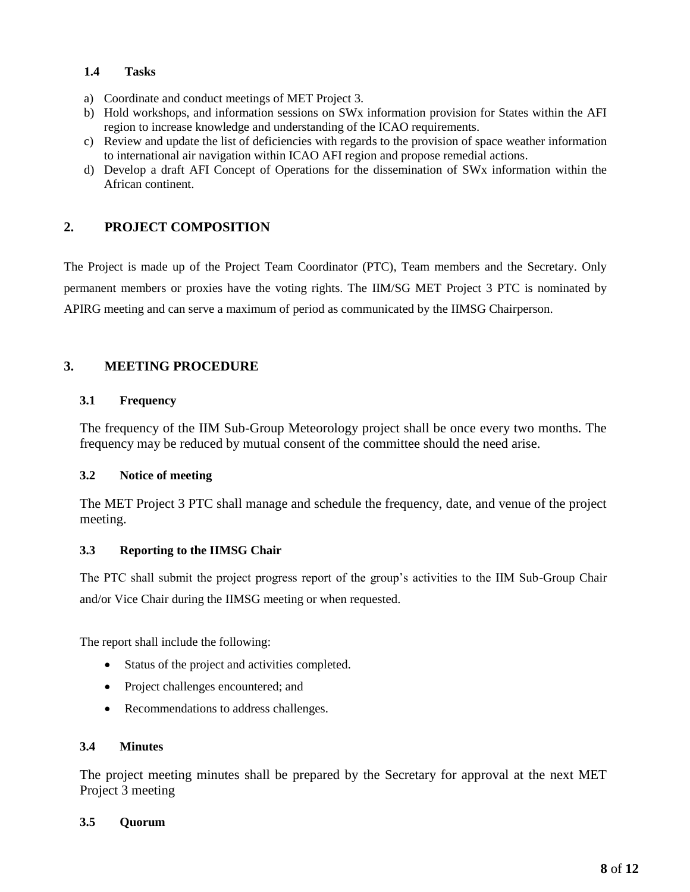### 1.4 Tasks

a) Coordinate and conduct meetings of MET Project 3.
b) Hold workshops, and information sessions on SWx information provision for States within the AFI region to increase knowledge and understanding of the ICAO requirements.
c) Review and update the list of deficiencies with regards to the provision of space weather information to international air navigation within ICAO AFI region and propose remedial actions.
d) Develop a draft AFI Concept of Operations for the dissemination of SWx information within the African continent.

## 2. PROJECT COMPOSITION

The Project is made up of the Project Team Coordinator (PTC), Team members and the Secretary. Only permanent members or proxies have the voting rights. The IIM/SG MET Project 3 PTC is nominated by APIRG meeting and can serve a maximum of period as communicated by the IIMSG Chairperson.

## 3. MEETING PROCEDURE

### 3.1 Frequency

The frequency of the IIM Sub-Group Meteorology project shall be once every two months. The frequency may be reduced by mutual consent of the committee should the need arise.

### 3.2 Notice of meeting

The MET Project 3 PTC shall manage and schedule the frequency, date, and venue of the project meeting.

### 3.3 Reporting to the IIMSG Chair

The PTC shall submit the project progress report of the group's activities to the IIM Sub-Group Chair and/or Vice Chair during the IIMSG meeting or when requested.

The report shall include the following:

- Status of the project and activities completed.
- Project challenges encountered; and
- Recommendations to address challenges.

### 3.4 Minutes

The project meeting minutes shall be prepared by the Secretary for approval at the next MET Project 3 meeting

### 3.5 Quorum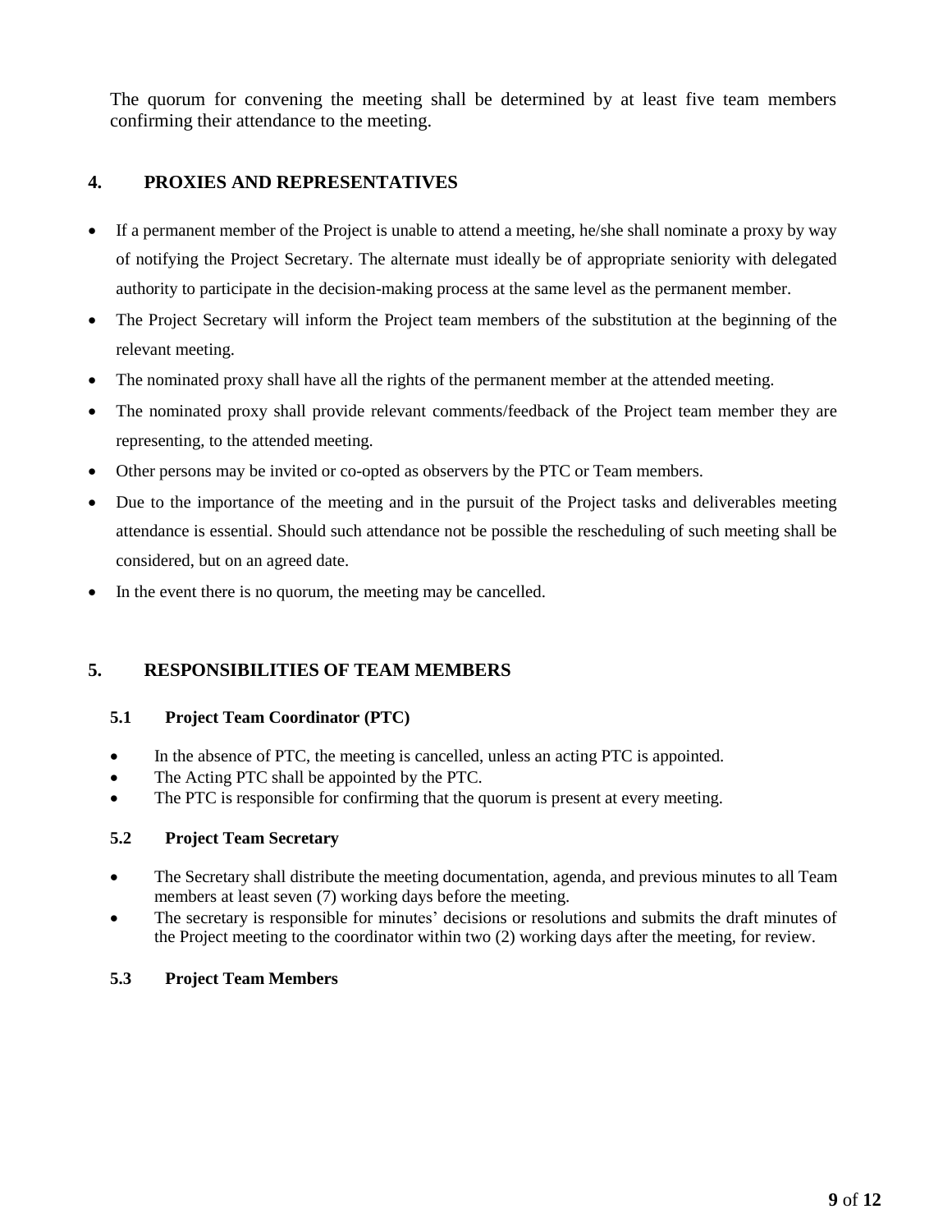The quorum for convening the meeting shall be determined by at least five team members confirming their attendance to the meeting.

## 4. PROXIES AND REPRESENTATIVES

- If a permanent member of the Project is unable to attend a meeting, he/she shall nominate a proxy by way of notifying the Project Secretary. The alternate must ideally be of appropriate seniority with delegated authority to participate in the decision-making process at the same level as the permanent member.
- The Project Secretary will inform the Project team members of the substitution at the beginning of the relevant meeting.
- The nominated proxy shall have all the rights of the permanent member at the attended meeting.
- The nominated proxy shall provide relevant comments/feedback of the Project team member they are representing, to the attended meeting.
- Other persons may be invited or co-opted as observers by the PTC or Team members.
- Due to the importance of the meeting and in the pursuit of the Project tasks and deliverables meeting attendance is essential. Should such attendance not be possible the rescheduling of such meeting shall be considered, but on an agreed date.
- In the event there is no quorum, the meeting may be cancelled.

## 5. RESPONSIBILITIES OF TEAM MEMBERS

### 5.1 Project Team Coordinator (PTC)

- In the absence of PTC, the meeting is cancelled, unless an acting PTC is appointed.
- The Acting PTC shall be appointed by the PTC.
- The PTC is responsible for confirming that the quorum is present at every meeting.

### 5.2 Project Team Secretary

- The Secretary shall distribute the meeting documentation, agenda, and previous minutes to all Team members at least seven (7) working days before the meeting.
- The secretary is responsible for minutes' decisions or resolutions and submits the draft minutes of the Project meeting to the coordinator within two (2) working days after the meeting, for review.

### 5.3 Project Team Members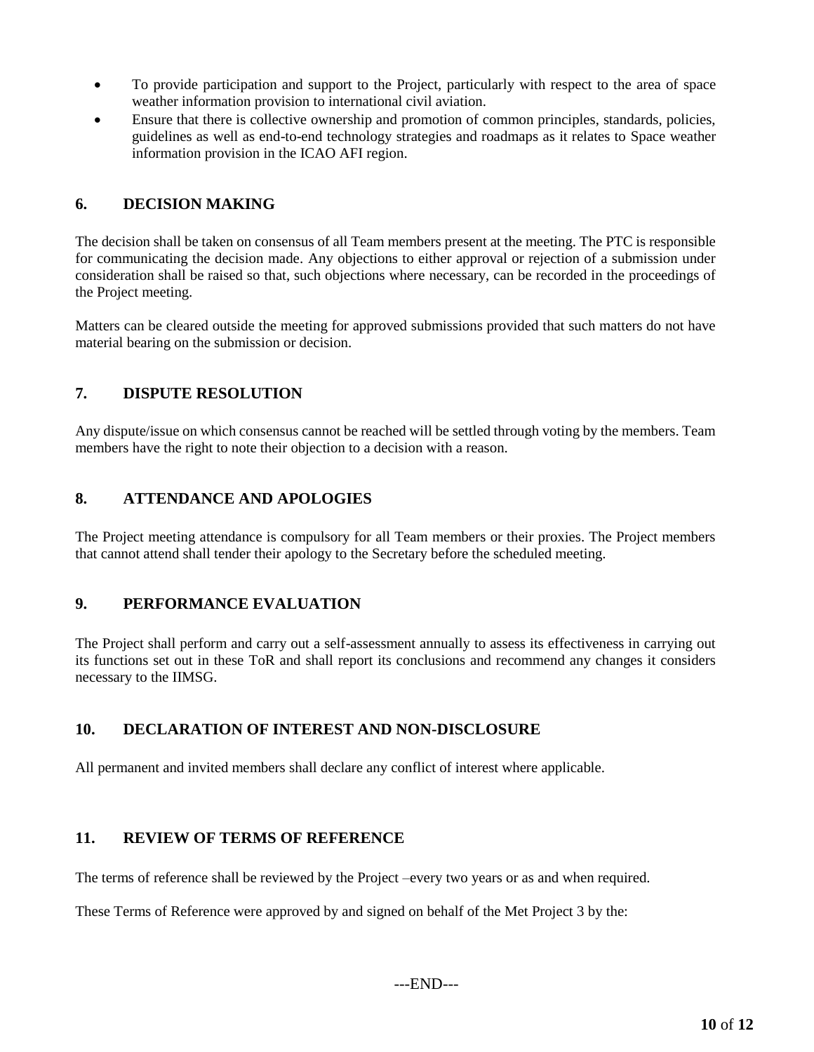- To provide participation and support to the Project, particularly with respect to the area of space weather information provision to international civil aviation.
- Ensure that there is collective ownership and promotion of common principles, standards, policies, guidelines as well as end-to-end technology strategies and roadmaps as it relates to Space weather information provision in the ICAO AFI region.

## 6. DECISION MAKING

The decision shall be taken on consensus of all Team members present at the meeting. The PTC is responsible for communicating the decision made. Any objections to either approval or rejection of a submission under consideration shall be raised so that, such objections where necessary, can be recorded in the proceedings of the Project meeting.

Matters can be cleared outside the meeting for approved submissions provided that such matters do not have material bearing on the submission or decision.

## 7. DISPUTE RESOLUTION

Any dispute/issue on which consensus cannot be reached will be settled through voting by the members. Team members have the right to note their objection to a decision with a reason.

## 8. ATTENDANCE AND APOLOGIES

The Project meeting attendance is compulsory for all Team members or their proxies. The Project members that cannot attend shall tender their apology to the Secretary before the scheduled meeting.

## 9. PERFORMANCE EVALUATION

The Project shall perform and carry out a self-assessment annually to assess its effectiveness in carrying out its functions set out in these ToR and shall report its conclusions and recommend any changes it considers necessary to the IIMSG.

## 10. DECLARATION OF INTEREST AND NON-DISCLOSURE

All permanent and invited members shall declare any conflict of interest where applicable.

## 11. REVIEW OF TERMS OF REFERENCE

The terms of reference shall be reviewed by the Project –every two years or as and when required.

These Terms of Reference were approved by and signed on behalf of the Met Project 3 by the:

---END---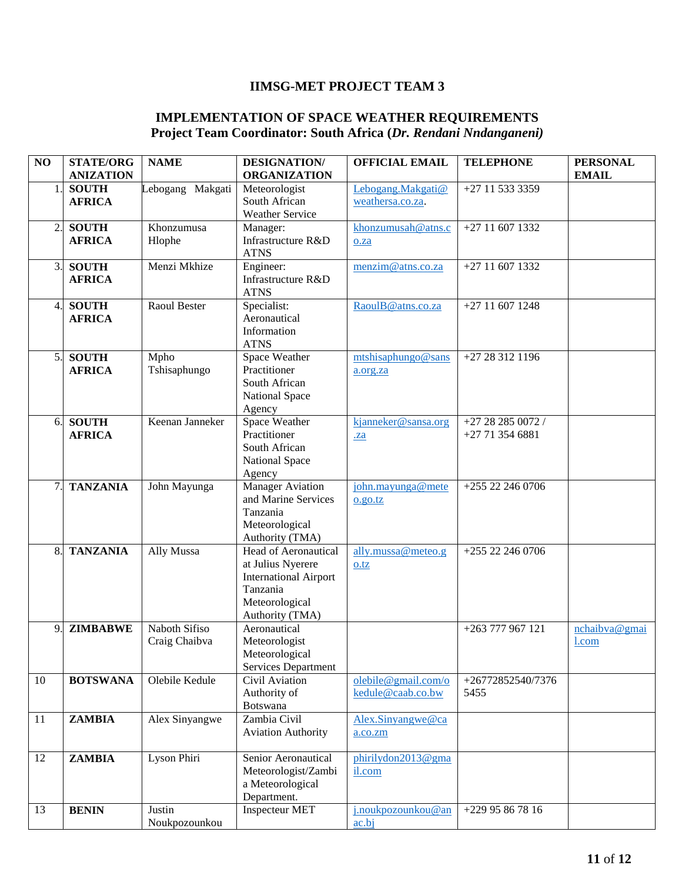**IIMSG-MET PROJECT TEAM 3**

**IMPLEMENTATION OF SPACE WEATHER REQUIREMENTS**
**Project Team Coordinator: South Africa (*Dr. Rendani Nndanganeni*)**

| NO | STATE/ORGANIZATION | NAME | DESIGNATION/ ORGANIZATION | OFFICIAL EMAIL | TELEPHONE | PERSONAL EMAIL |
|---|---|---|---|---|---|---|
| 1. | **SOUTH AFRICA** | Lebogang Makgati | Meteorologist South African Weather Service | Lebogang.Makgati@weathersa.co.za. | +27 11 533 3359 | |
| 2. | **SOUTH AFRICA** | Khonzumusa Hlophe | Manager: Infrastructure R&D ATNS | khonzumusah@atns.co.za | +27 11 607 1332 | |
| 3. | **SOUTH AFRICA** | Menzi Mkhize | Engineer: Infrastructure R&D ATNS | menzim@atns.co.za | +27 11 607 1332 | |
| 4. | **SOUTH AFRICA** | Raoul Bester | Specialist: Aeronautical Information ATNS | RaoulB@atns.co.za | +27 11 607 1248 | |
| 5. | **SOUTH AFRICA** | Mpho Tshisaphungo | Space Weather Practitioner South African National Space Agency | mtshisaphungo@sansa.org.za | +27 28 312 1196 | |
| 6. | **SOUTH AFRICA** | Keenan Janneker | Space Weather Practitioner South African National Space Agency | kjanneker@sansa.org.za | +27 28 285 0072 / +27 71 354 6881 | |
| 7. | **TANZANIA** | John Mayunga | Manager Aviation and Marine Services Tanzania Meteorological Authority (TMA) | john.mayunga@meteo.go.tz | +255 22 246 0706 | |
| 8. | **TANZANIA** | Ally Mussa | Head of Aeronautical at Julius Nyerere International Airport Tanzania Meteorological Authority (TMA) | ally.mussa@meteo.go.tz | +255 22 246 0706 | |
| 9. | **ZIMBABWE** | Naboth Sifiso Craig Chaibva | Aeronautical Meteorologist Meteorological Services Department | | +263 777 967 121 | nchaibva@gmail.com |
| 10 | **BOTSWANA** | Olebile Kedule | Civil Aviation Authority of Botswana | olebile@gmail.com/okedule@caab.co.bw | +26772852540/73765455 | |
| 11 | **ZAMBIA** | Alex Sinyangwe | Zambia Civil Aviation Authority | Alex.Sinyangwe@caa.co.zm | | |
| 12 | **ZAMBIA** | Lyson Phiri | Senior Aeronautical Meteorologist/Zambia Meteorological Department. | phirilydon2013@gmail.com | | |
| 13 | **BENIN** | Justin Noukpozounkou | Inspecteur MET | j.noukpozounkou@anac.bj | +229 95 86 78 16 | |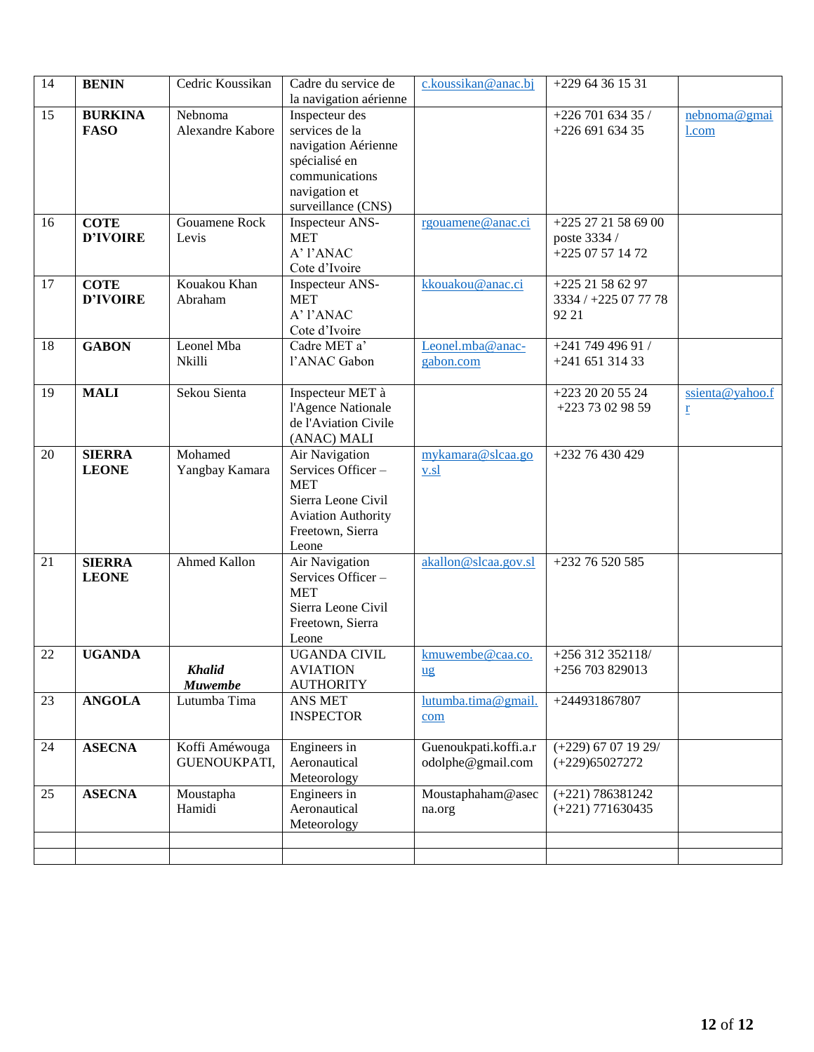| | | | | | | |
|---|---|---|---|---|---|---|
| 14 | **BENIN** | Cedric Koussikan | Cadre du service de la navigation aérienne | c.koussikan@anac.bj | +229 64 36 15 31 | |
| 15 | **BURKINA FASO** | Nebnoma Alexandre Kabore | Inspecteur des services de la navigation Aérienne spécialisé en communications navigation et surveillance (CNS) | | +226 701 634 35 / +226 691 634 35 | nebnoma@gmail.com |
| 16 | **COTE D'IVOIRE** | Gouamene Rock Levis | Inspecteur ANS-MET A' l'ANAC Cote d'Ivoire | rgouamene@anac.ci | +225 27 21 58 69 00 poste 3334 / +225 07 57 14 72 | |
| 17 | **COTE D'IVOIRE** | Kouakou Khan Abraham | Inspecteur ANS-MET A' l'ANAC Cote d'Ivoire | kkouakou@anac.ci | +225 21 58 62 97 3334 / +225 07 77 78 92 21 | |
| 18 | **GABON** | Leonel Mba Nkilli | Cadre MET a' l'ANAC Gabon | Leonel.mba@anac-gabon.com | +241 749 496 91 / +241 651 314 33 | |
| 19 | **MALI** | Sekou Sienta | Inspecteur MET à l'Agence Nationale de l'Aviation Civile (ANAC) MALI | | +223 20 20 55 24 +223 73 02 98 59 | ssienta@yahoo.fr |
| 20 | **SIERRA LEONE** | Mohamed Yangbay Kamara | Air Navigation Services Officer – MET Sierra Leone Civil Aviation Authority Freetown, Sierra Leone | mykamara@slcaa.gov.sl | +232 76 430 429 | |
| 21 | **SIERRA LEONE** | Ahmed Kallon | Air Navigation Services Officer – MET Sierra Leone Civil Freetown, Sierra Leone | akallon@slcaa.gov.sl | +232 76 520 585 | |
| 22 | **UGANDA** | ***Khalid Muwembe*** | UGANDA CIVIL AVIATION AUTHORITY | kmuwembe@caa.co.ug | +256 312 352118/ +256 703 829013 | |
| 23 | **ANGOLA** | Lutumba Tima | ANS MET INSPECTOR | lutumba.tima@gmail.com | +244931867807 | |
| 24 | **ASECNA** | Koffi Améwouga GUENOUKPATI, | Engineers in Aeronautical Meteorology | Guenoukpati.koffi.a.rodolphe@gmail.com | (+229) 67 07 19 29/ (+229)65027272 | |
| 25 | **ASECNA** | Moustapha Hamidi | Engineers in Aeronautical Meteorology | Moustaphaham@asecna.org | (+221) 786381242 (+221) 771630435 | |
| | | | | | | |
| | | | | | | |